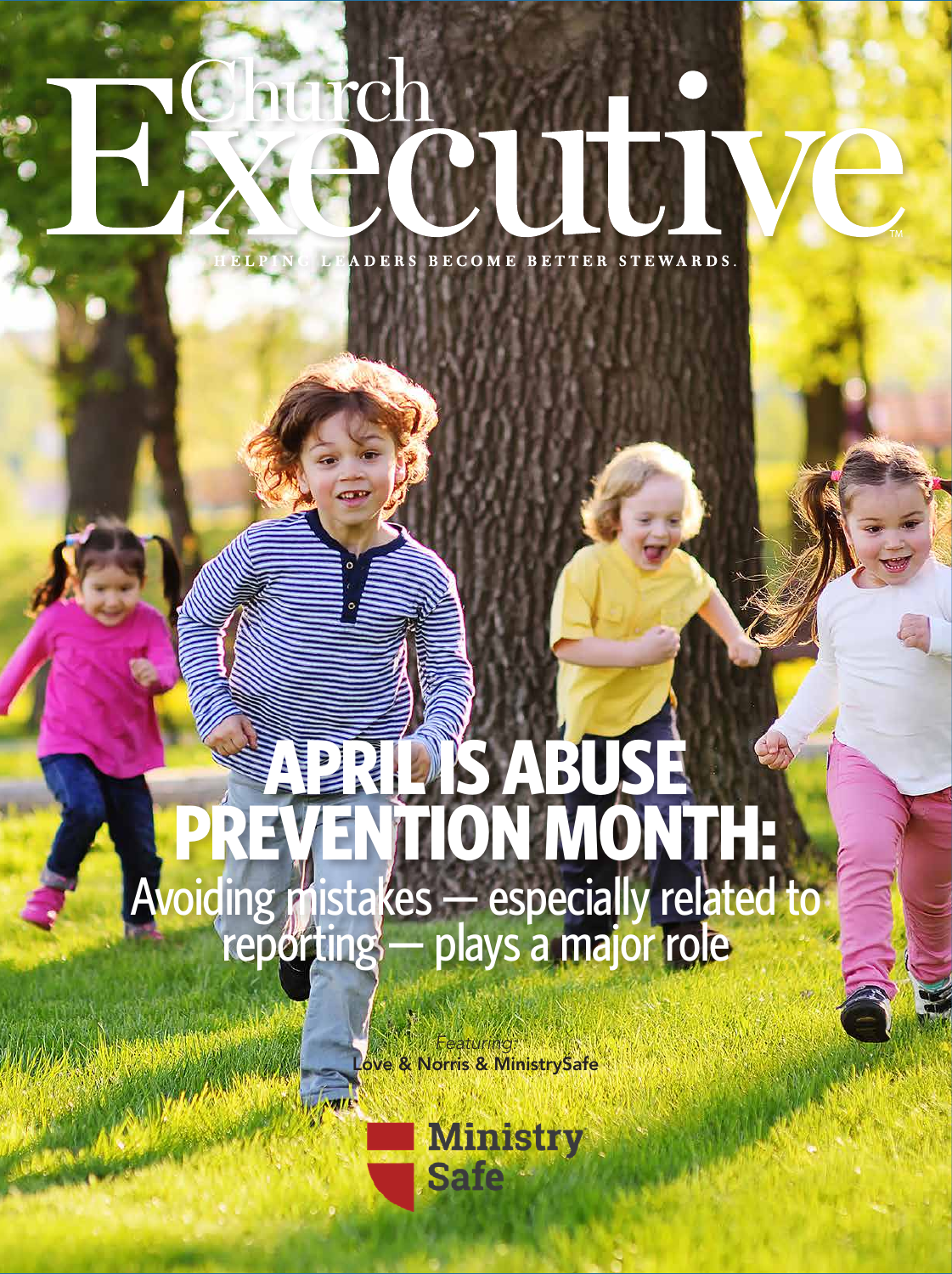# Church Executive

HELPING LEADERS BECOME BETTER STEWARDS.

## APRIL IS ABUSE PREVENTION MONTH:

### Avoiding mistakes — especially related to reporting — plays a major role

*Featuring:*
Love & Norris & MinistrySafe

Ministry Safe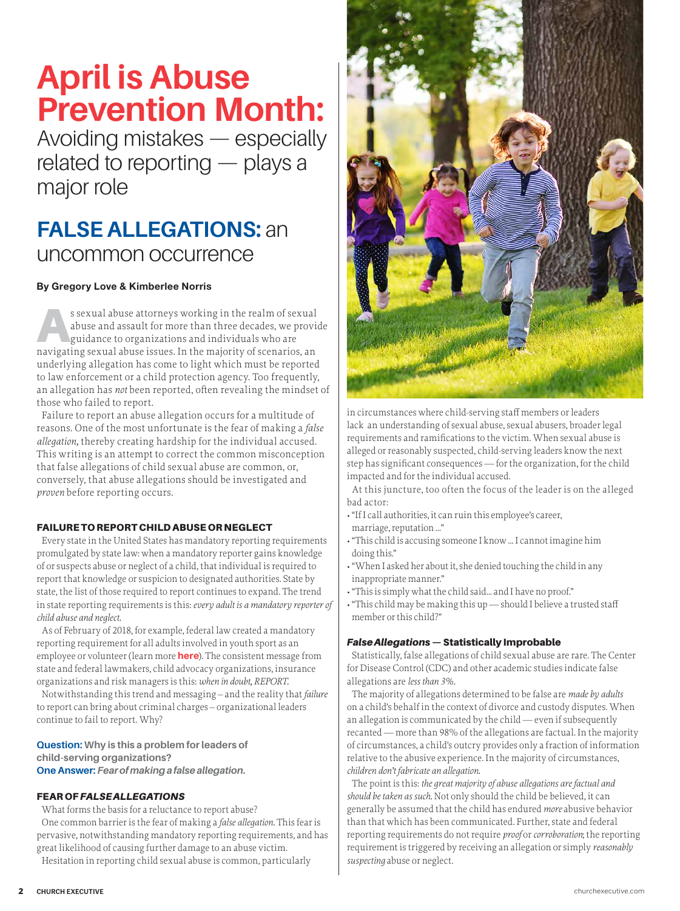# April is Abuse Prevention Month:

Avoiding mistakes — especially related to reporting — plays a major role

## FALSE ALLEGATIONS: an uncommon occurrence

**By Gregory Love & Kimberlee Norris**

As sexual abuse attorneys working in the realm of sexual abuse and assault for more than three decades, we provide guidance to organizations and individuals who are navigating sexual abuse issues. In the majority of scenarios, an underlying allegation has come to light which must be reported to law enforcement or a child protection agency. Too frequently, an allegation has *not* been reported, often revealing the mindset of those who failed to report.

Failure to report an abuse allegation occurs for a multitude of reasons. One of the most unfortunate is the fear of making a *false allegation*, thereby creating hardship for the individual accused. This writing is an attempt to correct the common misconception that false allegations of child sexual abuse are common, or, conversely, that abuse allegations should be investigated and *proven* before reporting occurs.

### FAILURE TO REPORT CHILD ABUSE OR NEGLECT

Every state in the United States has mandatory reporting requirements promulgated by state law: when a mandatory reporter gains knowledge of or suspects abuse or neglect of a child, that individual is required to report that knowledge or suspicion to designated authorities. State by state, the list of those required to report continues to expand. The trend in state reporting requirements is this: *every adult is a mandatory reporter of child abuse and neglect.*

As of February of 2018, for example, federal law created a mandatory reporting requirement for all adults involved in youth sport as an employee or volunteer (learn more **here**). The consistent message from state and federal lawmakers, child advocacy organizations, insurance organizations and risk managers is this: *when in doubt, REPORT.*

Notwithstanding this trend and messaging – and the reality that *failure* to report can bring about criminal charges – organizational leaders continue to fail to report. Why?

**Question: Why is this a problem for leaders of child-serving organizations?**
**One Answer:** ***Fear of making a false allegation.***

### FEAR OF *FALSE ALLEGATIONS*

What forms the basis for a reluctance to report abuse?

One common barrier is the fear of making a *false allegation*. This fear is pervasive, notwithstanding mandatory reporting requirements, and has great likelihood of causing further damage to an abuse victim.

Hesitation in reporting child sexual abuse is common, particularly in circumstances where child-serving staff members or leaders lack an understanding of sexual abuse, sexual abusers, broader legal requirements and ramifications to the victim. When sexual abuse is alleged or reasonably suspected, child-serving leaders know the next step has significant consequences — for the organization, for the child impacted and for the individual accused.

At this juncture, too often the focus of the leader is on the alleged bad actor:

- "If I call authorities, it can ruin this employee's career, marriage, reputation ..."
- "This child is accusing someone I know ... I cannot imagine him doing this."
- "When I asked her about it, she denied touching the child in any inappropriate manner."
- "This is simply what the child said... and I have no proof."
- "This child may be making this up — should I believe a trusted staff member or this child?"

### *False Allegations* — Statistically Improbable

Statistically, false allegations of child sexual abuse are rare. The Center for Disease Control (CDC) and other academic studies indicate false allegations are *less than 3%*.

The majority of allegations determined to be false are *made by adults* on a child's behalf in the context of divorce and custody disputes. When an allegation is communicated by the child — even if subsequently recanted — more than 98% of the allegations are factual. In the majority of circumstances, a child's outcry provides only a fraction of information relative to the abusive experience. In the majority of circumstances, *children don't fabricate an allegation.*

The point is this: *the great majority of abuse allegations are factual and should be taken as such.* Not only should the child be believed, it can generally be assumed that the child has endured *more* abusive behavior than that which has been communicated. Further, state and federal reporting requirements do not require *proof* or *corroboration*; the reporting requirement is triggered by receiving an allegation or simply *reasonably suspecting* abuse or neglect.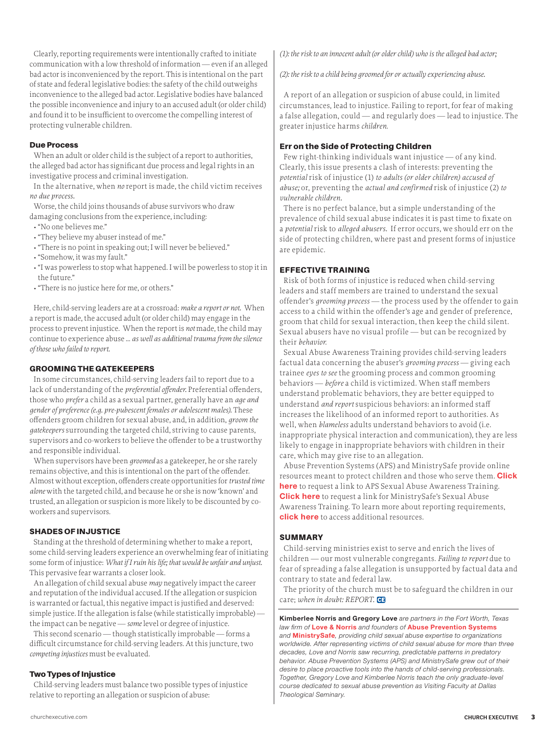Clearly, reporting requirements were intentionally crafted to initiate communication with a low threshold of information — even if an alleged bad actor is inconvenienced by the report. This is intentional on the part of state and federal legislative bodies: the safety of the child outweighs inconvenience to the alleged bad actor. Legislative bodies have balanced the possible inconvenience and injury to an accused adult (or older child) and found it to be insufficient to overcome the compelling interest of protecting vulnerable children.

### Due Process

When an adult or older child is the subject of a report to authorities, the alleged bad actor has significant due process and legal rights in an investigative process and criminal investigation.

In the alternative, when *no* report is made, the child victim receives *no due process*.

Worse, the child joins thousands of abuse survivors who draw damaging conclusions from the experience, including:

- "No one believes me."
- "They believe my abuser instead of me."
- "There is no point in speaking out; I will never be believed."
- "Somehow, it was my fault."
- "I was powerless to stop what happened. I will be powerless to stop it in the future."
- "There is no justice here for me, or others."

Here, child-serving leaders are at a crossroad: *make a report or not.* When a report is made, the accused adult (or older child) may engage in the process to prevent injustice. When the report is *not* made, the child may continue to experience abuse ... *as well as additional trauma from the silence of those who failed to report.*

## GROOMING THE GATEKEEPERS

In some circumstances, child-serving leaders fail to report due to a lack of understanding of the *preferential offender.* Preferential offenders, those who *prefer* a child as a sexual partner, generally have an *age and gender of preference (e.g. pre-pubescent females or adolescent males).* These offenders groom children for sexual abuse, and, in addition, *groom the gatekeepers* surrounding the targeted child, striving to cause parents, supervisors and co-workers to believe the offender to be a trustworthy and responsible individual.

When supervisors have been *groomed* as a gatekeeper, he or she rarely remains objective, and this is intentional on the part of the offender. Almost without exception, offenders create opportunities for *trusted time alone* with the targeted child, and because he or she is now 'known' and trusted, an allegation or suspicion is more likely to be discounted by co-workers and supervisors.

## SHADES OF INJUSTICE

Standing at the threshold of determining whether to make a report, some child-serving leaders experience an overwhelming fear of initiating some form of injustice: *What if I ruin his life; that would be unfair and unjust.* This pervasive fear warrants a closer look.

An allegation of child sexual abuse *may* negatively impact the career and reputation of the individual accused. If the allegation or suspicion is warranted or factual, this negative impact is justified and deserved: simple justice. If the allegation is false (while statistically improbable) — the impact can be negative — *some* level or degree of injustice.

This second scenario — though statistically improbable — forms a difficult circumstance for child-serving leaders. At this juncture, two *competing injustices* must be evaluated.

### Two Types of Injustice

Child-serving leaders must balance two possible types of injustice relative to reporting an allegation or suspicion of abuse:

*(1): the risk to an innocent adult (or older child) who is the alleged bad actor;*

*(2): the risk to a child being groomed for or actually experiencing abuse.*

A report of an allegation or suspicion of abuse could, in limited circumstances, lead to injustice. Failing to report, for fear of making a false allegation, could — and regularly does — lead to injustice. The greater injustice harms *children.*

### Err on the Side of Protecting Children

Few right-thinking individuals want injustice — of any kind. Clearly, this issue presents a clash of interests: preventing the *potential* risk of injustice (1) *to adults (or older children) accused of abuse;* or, preventing the *actual and confirmed* risk of injustice (2) *to vulnerable children.*

There is no perfect balance, but a simple understanding of the prevalence of child sexual abuse indicates it is past time to fixate on a *potential* risk to *alleged abusers.* If error occurs, we should err on the side of protecting children, where past and present forms of injustice are epidemic.

## EFFECTIVE TRAINING

Risk of both forms of injustice is reduced when child-serving leaders and staff members are trained to understand the sexual offender's *grooming process* — the process used by the offender to gain access to a child within the offender's age and gender of preference, groom that child for sexual interaction, then keep the child silent. Sexual abusers have no visual profile — but can be recognized by their *behavior.*

Sexual Abuse Awareness Training provides child-serving leaders factual data concerning the abuser's *grooming process* — giving each trainee *eyes to see* the grooming process and common grooming behaviors — *before* a child is victimized. When staff members understand problematic behaviors, they are better equipped to understand *and report* suspicious behaviors: an informed staff increases the likelihood of an informed report to authorities. As well, when *blameless* adults understand behaviors to avoid (i.e. inappropriate physical interaction and communication), they are less likely to engage in inappropriate behaviors with children in their care, which may give rise to an allegation.

Abuse Prevention Systems (APS) and MinistrySafe provide online resources meant to protect children and those who serve them. **Click here** to request a link to APS Sexual Abuse Awareness Training. **Click here** to request a link for MinistrySafe's Sexual Abuse Awareness Training. To learn more about reporting requirements, **click here** to access additional resources.

## SUMMARY

Child-serving ministries exist to serve and enrich the lives of children — our most vulnerable congregants. *Failing to report* due to fear of spreading a false allegation is unsupported by factual data and contrary to state and federal law.

The priority of the church must be to safeguard the children in our care; *when in doubt: REPORT.* CE

**Kimberlee Norris and Gregory Love** *are partners in the Fort Worth, Texas law firm of* **Love & Norris** *and founders of* **Abuse Prevention Systems** *and* **MinistrySafe***, providing child sexual abuse expertise to organizations worldwide. After representing victims of child sexual abuse for more than three decades, Love and Norris saw recurring, predictable patterns in predatory behavior. Abuse Prevention Systems (APS) and MinistrySafe grew out of their desire to place proactive tools into the hands of child-serving professionals. Together, Gregory Love and Kimberlee Norris teach the only graduate-level course dedicated to sexual abuse prevention as Visiting Faculty at Dallas Theological Seminary.*